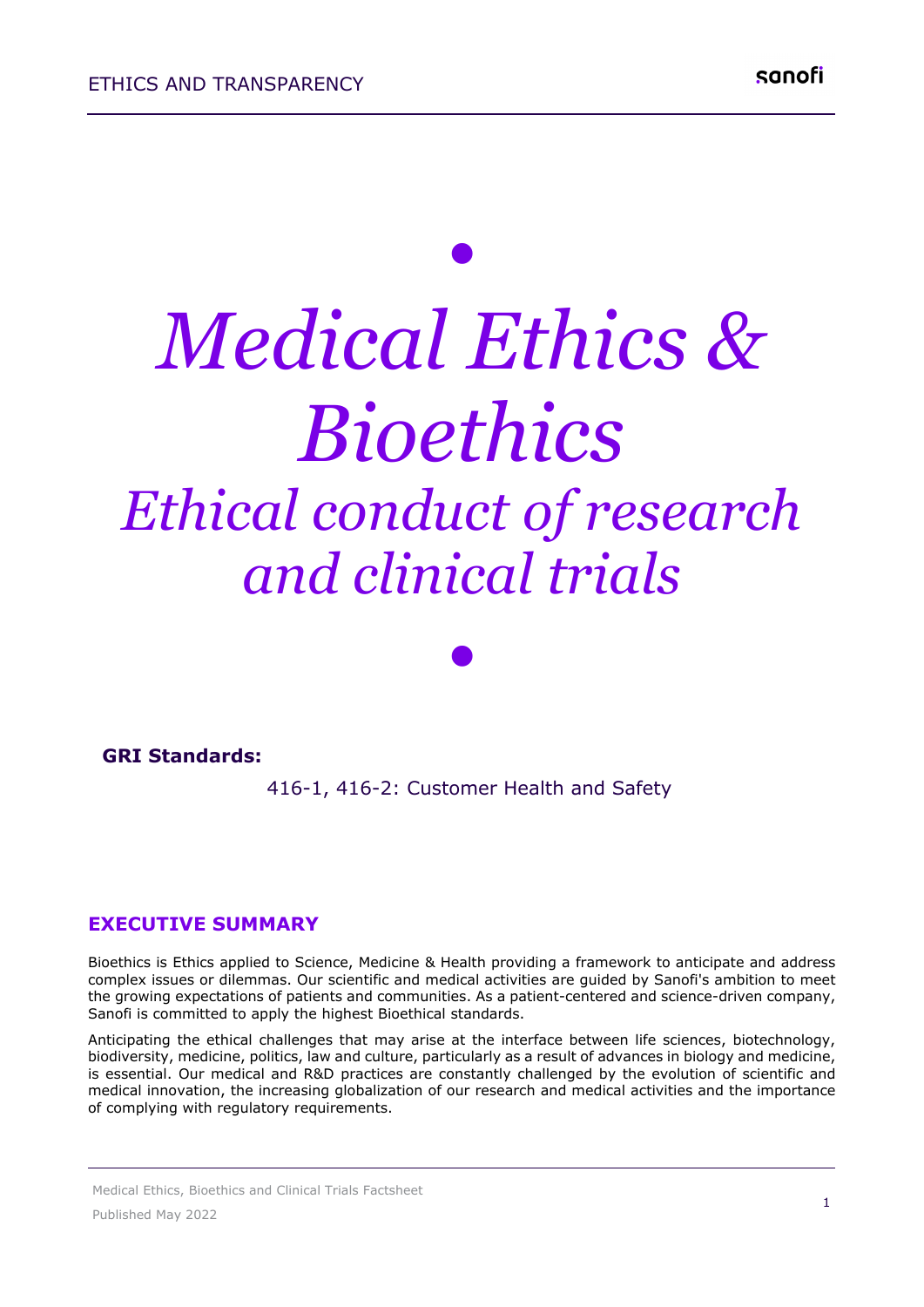# *Medical Ethics & Bioethics*

## *Ethical conduct of research and clinical trials*

**GRI Standards:**

416-1, 416-2: Customer Health and Safety

## EXECUTIVE SUMMARY

Bioethics is Ethics applied to Science, Medicine & Health providing a framework to anticipate and address complex issues or dilemmas. Our scientific and medical activities are guided by Sanofi's ambition to meet the growing expectations of patients and communities. As a patient-centered and science-driven company, Sanofi is committed to apply the highest Bioethical standards.

Anticipating the ethical challenges that may arise at the interface between life sciences, biotechnology, biodiversity, medicine, politics, law and culture, particularly as a result of advances in biology and medicine, is essential. Our medical and R&D practices are constantly challenged by the evolution of scientific and medical innovation, the increasing globalization of our research and medical activities and the importance of complying with regulatory requirements.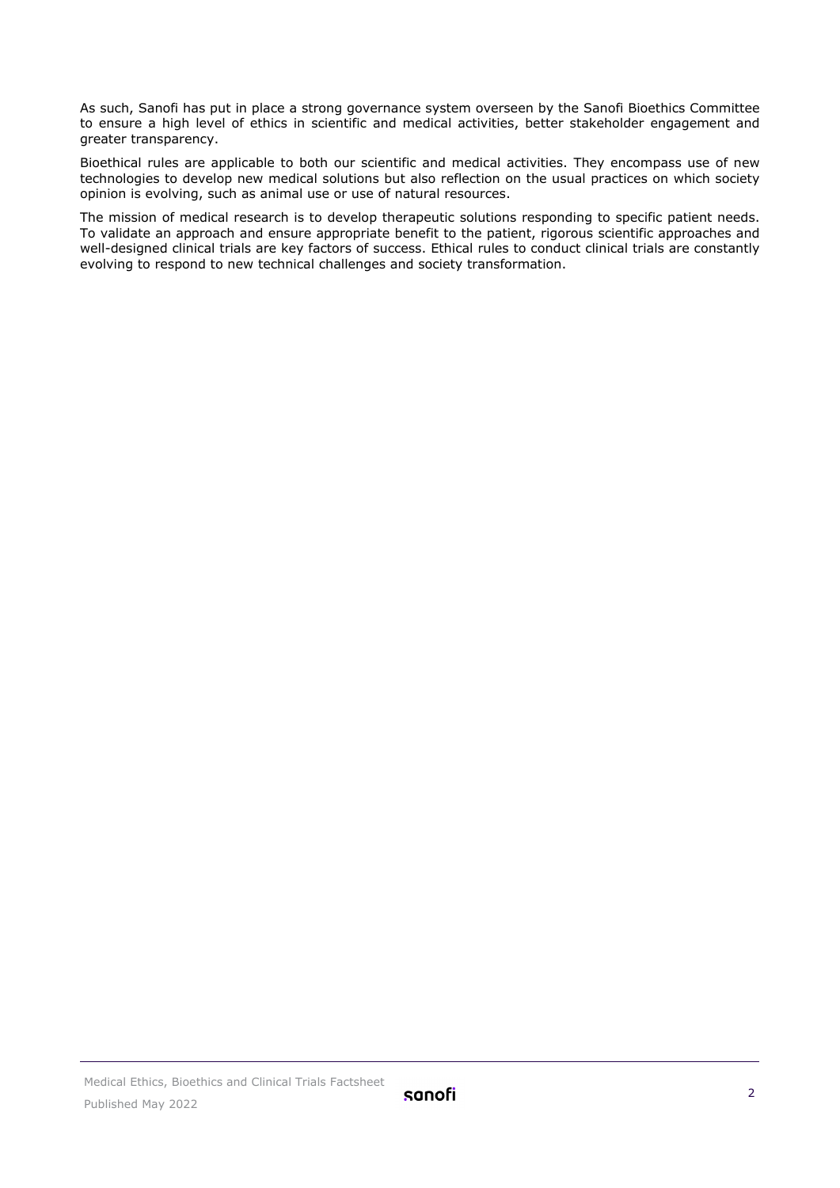As such, Sanofi has put in place a strong governance system overseen by the Sanofi Bioethics Committee to ensure a high level of ethics in scientific and medical activities, better stakeholder engagement and greater transparency.

Bioethical rules are applicable to both our scientific and medical activities. They encompass use of new technologies to develop new medical solutions but also reflection on the usual practices on which society opinion is evolving, such as animal use or use of natural resources.

The mission of medical research is to develop therapeutic solutions responding to specific patient needs. To validate an approach and ensure appropriate benefit to the patient, rigorous scientific approaches and well-designed clinical trials are key factors of success. Ethical rules to conduct clinical trials are constantly evolving to respond to new technical challenges and society transformation.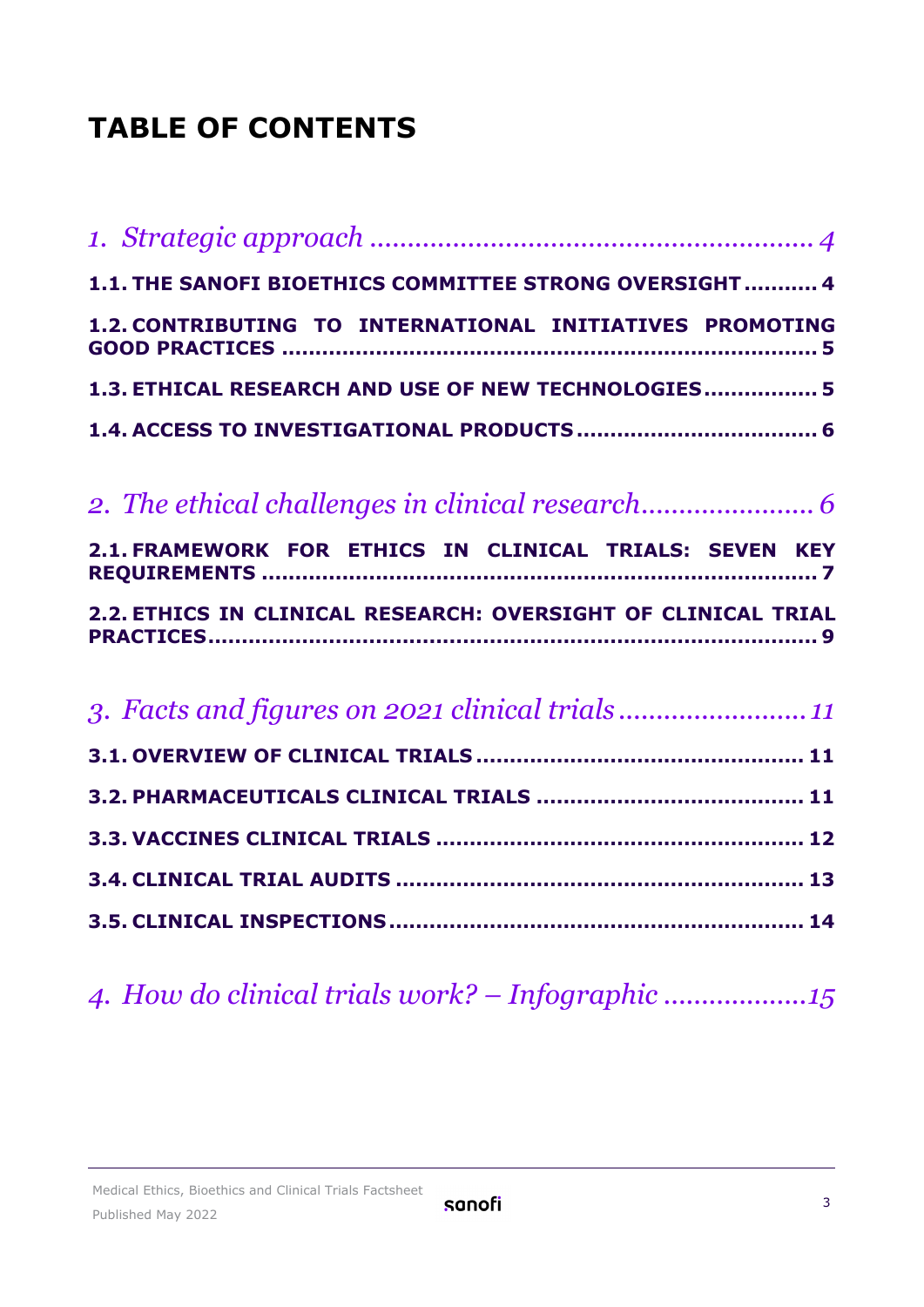# TABLE OF CONTENTS

*1. Strategic approach ........................................................ 4*

**1.1. THE SANOFI BIOETHICS COMMITTEE STRONG OVERSIGHT .......... 4**

**1.2. CONTRIBUTING TO INTERNATIONAL INITIATIVES PROMOTING GOOD PRACTICES ............................................................... 5**

**1.3. ETHICAL RESEARCH AND USE OF NEW TECHNOLOGIES ................ 5**

**1.4. ACCESS TO INVESTIGATIONAL PRODUCTS .................................. 6**

*2. The ethical challenges in clinical research....................... 6*

**2.1. FRAMEWORK FOR ETHICS IN CLINICAL TRIALS: SEVEN KEY REQUIREMENTS ................................................................... 7**

**2.2. ETHICS IN CLINICAL RESEARCH: OVERSIGHT OF CLINICAL TRIAL PRACTICES....................................................................... 9**

*3. Facts and figures on 2021 clinical trials ......................... 11*

**3.1. OVERVIEW OF CLINICAL TRIALS ................................................ 11**

**3.2. PHARMACEUTICALS CLINICAL TRIALS ....................................... 11**

**3.3. VACCINES CLINICAL TRIALS ...................................................... 12**

**3.4. CLINICAL TRIAL AUDITS ............................................................ 13**

**3.5. CLINICAL INSPECTIONS ............................................................. 14**

*4. How do clinical trials work? – Infographic ...................15*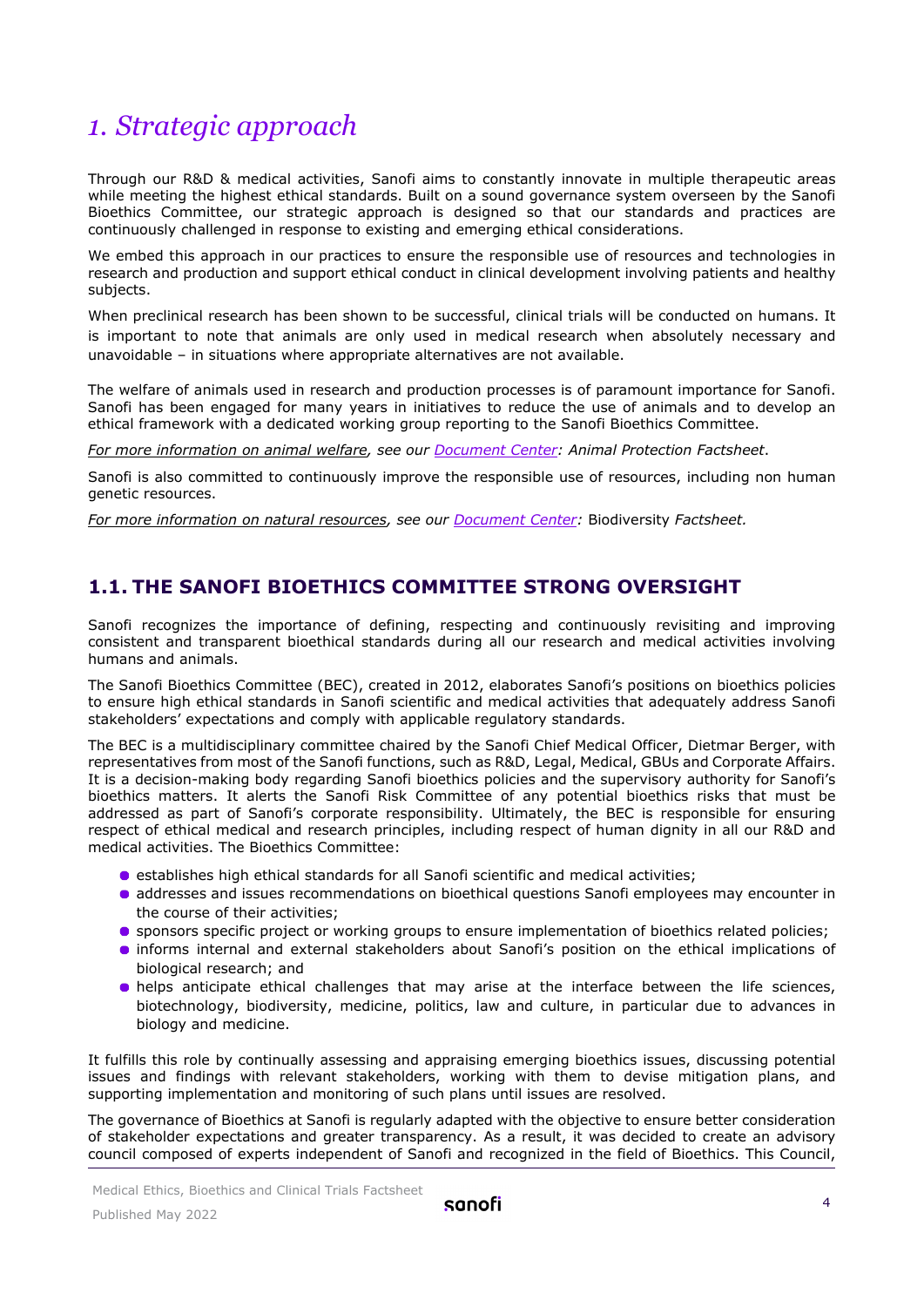# *1. Strategic approach*

Through our R&D & medical activities, Sanofi aims to constantly innovate in multiple therapeutic areas while meeting the highest ethical standards. Built on a sound governance system overseen by the Sanofi Bioethics Committee, our strategic approach is designed so that our standards and practices are continuously challenged in response to existing and emerging ethical considerations.

We embed this approach in our practices to ensure the responsible use of resources and technologies in research and production and support ethical conduct in clinical development involving patients and healthy subjects.

When preclinical research has been shown to be successful, clinical trials will be conducted on humans. It is important to note that animals are only used in medical research when absolutely necessary and unavoidable – in situations where appropriate alternatives are not available.

The welfare of animals used in research and production processes is of paramount importance for Sanofi. Sanofi has been engaged for many years in initiatives to reduce the use of animals and to develop an ethical framework with a dedicated working group reporting to the Sanofi Bioethics Committee.

*For more information on animal welfare, see our Document Center: Animal Protection Factsheet.*

Sanofi is also committed to continuously improve the responsible use of resources, including non human genetic resources.

*For more information on natural resources, see our Document Center:* Biodiversity *Factsheet.*

## 1.1. THE SANOFI BIOETHICS COMMITTEE STRONG OVERSIGHT

Sanofi recognizes the importance of defining, respecting and continuously revisiting and improving consistent and transparent bioethical standards during all our research and medical activities involving humans and animals.

The Sanofi Bioethics Committee (BEC), created in 2012, elaborates Sanofi's positions on bioethics policies to ensure high ethical standards in Sanofi scientific and medical activities that adequately address Sanofi stakeholders' expectations and comply with applicable regulatory standards.

The BEC is a multidisciplinary committee chaired by the Sanofi Chief Medical Officer, Dietmar Berger, with representatives from most of the Sanofi functions, such as R&D, Legal, Medical, GBUs and Corporate Affairs. It is a decision-making body regarding Sanofi bioethics policies and the supervisory authority for Sanofi's bioethics matters. It alerts the Sanofi Risk Committee of any potential bioethics risks that must be addressed as part of Sanofi's corporate responsibility. Ultimately, the BEC is responsible for ensuring respect of ethical medical and research principles, including respect of human dignity in all our R&D and medical activities. The Bioethics Committee:

- establishes high ethical standards for all Sanofi scientific and medical activities;
- addresses and issues recommendations on bioethical questions Sanofi employees may encounter in the course of their activities;
- sponsors specific project or working groups to ensure implementation of bioethics related policies;
- informs internal and external stakeholders about Sanofi's position on the ethical implications of biological research; and
- helps anticipate ethical challenges that may arise at the interface between the life sciences, biotechnology, biodiversity, medicine, politics, law and culture, in particular due to advances in biology and medicine.

It fulfills this role by continually assessing and appraising emerging bioethics issues, discussing potential issues and findings with relevant stakeholders, working with them to devise mitigation plans, and supporting implementation and monitoring of such plans until issues are resolved.

The governance of Bioethics at Sanofi is regularly adapted with the objective to ensure better consideration of stakeholder expectations and greater transparency. As a result, it was decided to create an advisory council composed of experts independent of Sanofi and recognized in the field of Bioethics. This Council,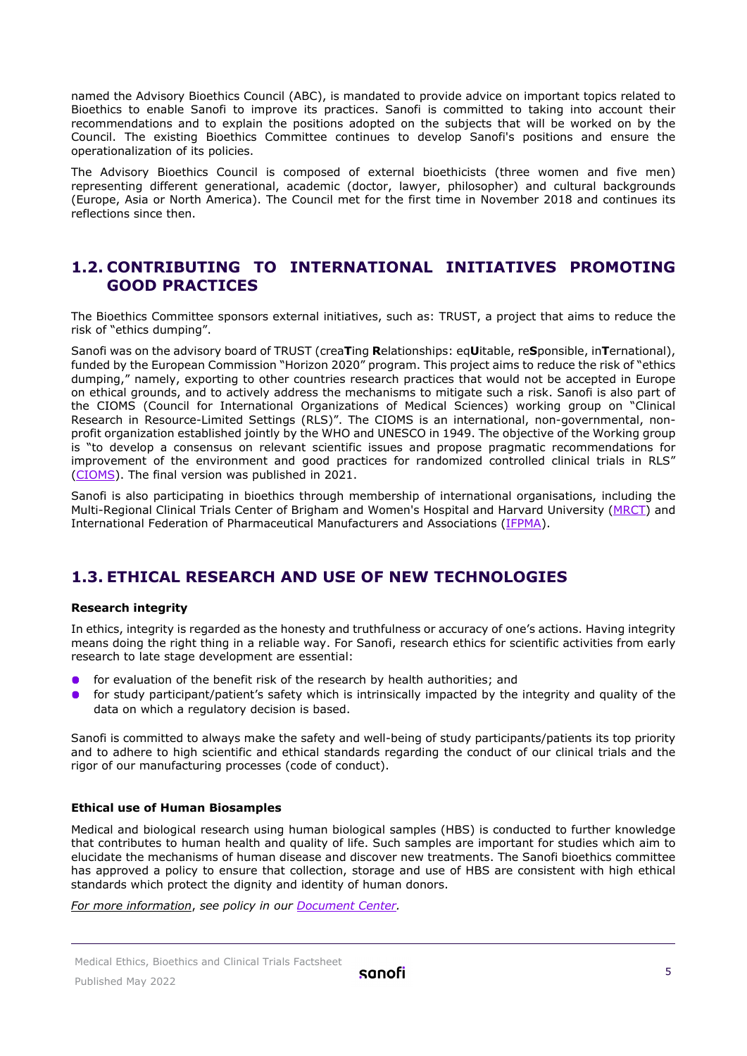named the Advisory Bioethics Council (ABC), is mandated to provide advice on important topics related to Bioethics to enable Sanofi to improve its practices. Sanofi is committed to taking into account their recommendations and to explain the positions adopted on the subjects that will be worked on by the Council. The existing Bioethics Committee continues to develop Sanofi's positions and ensure the operationalization of its policies.

The Advisory Bioethics Council is composed of external bioethicists (three women and five men) representing different generational, academic (doctor, lawyer, philosopher) and cultural backgrounds (Europe, Asia or North America). The Council met for the first time in November 2018 and continues its reflections since then.

## 1.2. CONTRIBUTING TO INTERNATIONAL INITIATIVES PROMOTING GOOD PRACTICES

The Bioethics Committee sponsors external initiatives, such as: TRUST, a project that aims to reduce the risk of "ethics dumping".

Sanofi was on the advisory board of TRUST (crea**T**ing **R**elationships: eq**U**itable, re**S**ponsible, in**T**ernational), funded by the European Commission "Horizon 2020" program. This project aims to reduce the risk of "ethics dumping," namely, exporting to other countries research practices that would not be accepted in Europe on ethical grounds, and to actively address the mechanisms to mitigate such a risk. Sanofi is also part of the CIOMS (Council for International Organizations of Medical Sciences) working group on "Clinical Research in Resource-Limited Settings (RLS)". The CIOMS is an international, non-governmental, non-profit organization established jointly by the WHO and UNESCO in 1949. The objective of the Working group is "to develop a consensus on relevant scientific issues and propose pragmatic recommendations for improvement of the environment and good practices for randomized controlled clinical trials in RLS" (CIOMS). The final version was published in 2021.

Sanofi is also participating in bioethics through membership of international organisations, including the Multi-Regional Clinical Trials Center of Brigham and Women's Hospital and Harvard University (MRCT) and International Federation of Pharmaceutical Manufacturers and Associations (IFPMA).

## 1.3. ETHICAL RESEARCH AND USE OF NEW TECHNOLOGIES

**Research integrity**

In ethics, integrity is regarded as the honesty and truthfulness or accuracy of one's actions. Having integrity means doing the right thing in a reliable way. For Sanofi, research ethics for scientific activities from early research to late stage development are essential:

- for evaluation of the benefit risk of the research by health authorities; and
- for study participant/patient's safety which is intrinsically impacted by the integrity and quality of the data on which a regulatory decision is based.

Sanofi is committed to always make the safety and well-being of study participants/patients its top priority and to adhere to high scientific and ethical standards regarding the conduct of our clinical trials and the rigor of our manufacturing processes (code of conduct).

**Ethical use of Human Biosamples**

Medical and biological research using human biological samples (HBS) is conducted to further knowledge that contributes to human health and quality of life. Such samples are important for studies which aim to elucidate the mechanisms of human disease and discover new treatments. The Sanofi bioethics committee has approved a policy to ensure that collection, storage and use of HBS are consistent with high ethical standards which protect the dignity and identity of human donors.

*For more information, see policy in our Document Center.*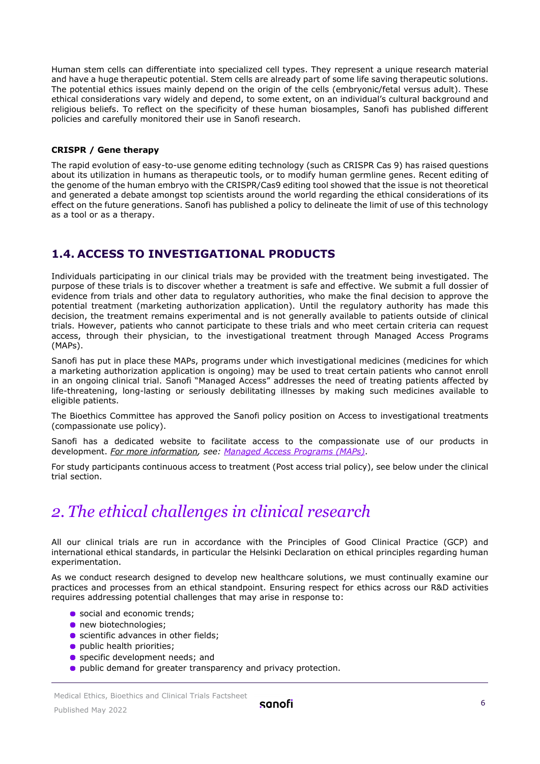Human stem cells can differentiate into specialized cell types. They represent a unique research material and have a huge therapeutic potential. Stem cells are already part of some life saving therapeutic solutions. The potential ethics issues mainly depend on the origin of the cells (embryonic/fetal versus adult). These ethical considerations vary widely and depend, to some extent, on an individual's cultural background and religious beliefs. To reflect on the specificity of these human biosamples, Sanofi has published different policies and carefully monitored their use in Sanofi research.

**CRISPR / Gene therapy**

The rapid evolution of easy-to-use genome editing technology (such as CRISPR Cas 9) has raised questions about its utilization in humans as therapeutic tools, or to modify human germline genes. Recent editing of the genome of the human embryo with the CRISPR/Cas9 editing tool showed that the issue is not theoretical and generated a debate amongst top scientists around the world regarding the ethical considerations of its effect on the future generations. Sanofi has published a policy to delineate the limit of use of this technology as a tool or as a therapy.

## 1.4. ACCESS TO INVESTIGATIONAL PRODUCTS

Individuals participating in our clinical trials may be provided with the treatment being investigated. The purpose of these trials is to discover whether a treatment is safe and effective. We submit a full dossier of evidence from trials and other data to regulatory authorities, who make the final decision to approve the potential treatment (marketing authorization application). Until the regulatory authority has made this decision, the treatment remains experimental and is not generally available to patients outside of clinical trials. However, patients who cannot participate to these trials and who meet certain criteria can request access, through their physician, to the investigational treatment through Managed Access Programs (MAPs).

Sanofi has put in place these MAPs, programs under which investigational medicines (medicines for which a marketing authorization application is ongoing) may be used to treat certain patients who cannot enroll in an ongoing clinical trial. Sanofi "Managed Access" addresses the need of treating patients affected by life-threatening, long-lasting or seriously debilitating illnesses by making such medicines available to eligible patients.

The Bioethics Committee has approved the Sanofi policy position on Access to investigational treatments (compassionate use policy).

Sanofi has a dedicated website to facilitate access to the compassionate use of our products in development. *For more information, see: Managed Access Programs (MAPs)*.

For study participants continuous access to treatment (Post access trial policy), see below under the clinical trial section.

# *2. The ethical challenges in clinical research*

All our clinical trials are run in accordance with the Principles of Good Clinical Practice (GCP) and international ethical standards, in particular the Helsinki Declaration on ethical principles regarding human experimentation.

As we conduct research designed to develop new healthcare solutions, we must continually examine our practices and processes from an ethical standpoint. Ensuring respect for ethics across our R&D activities requires addressing potential challenges that may arise in response to:

- social and economic trends;
- new biotechnologies;
- scientific advances in other fields;
- public health priorities;
- specific development needs; and
- public demand for greater transparency and privacy protection.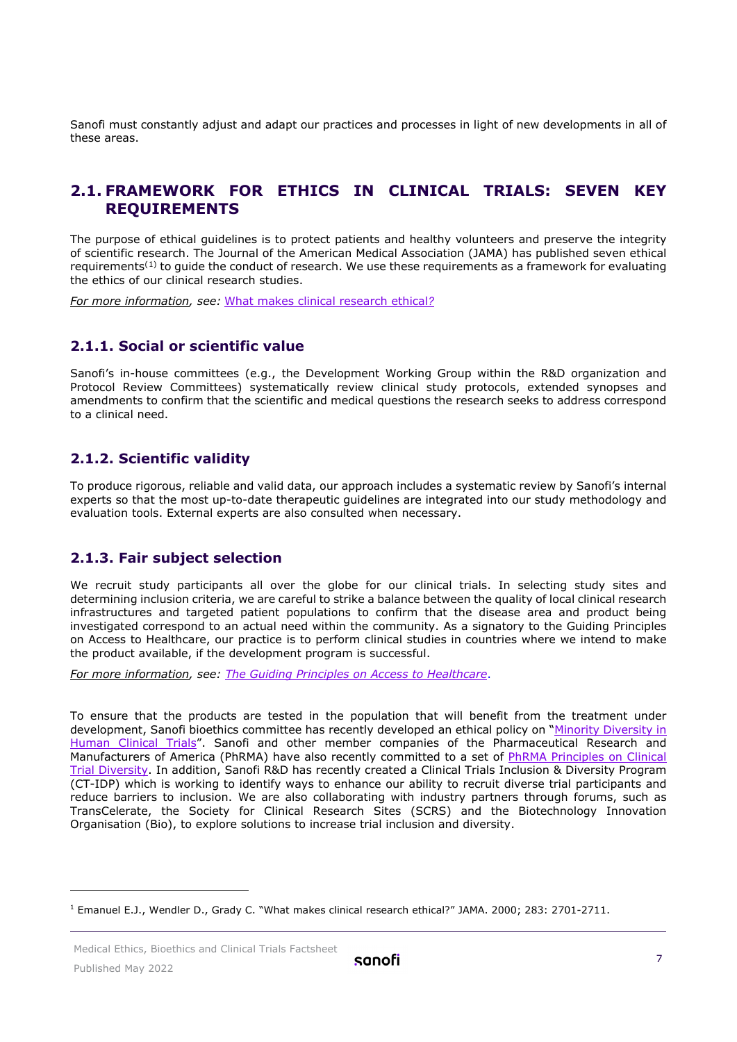Sanofi must constantly adjust and adapt our practices and processes in light of new developments in all of these areas.

## 2.1. FRAMEWORK FOR ETHICS IN CLINICAL TRIALS: SEVEN KEY REQUIREMENTS

The purpose of ethical guidelines is to protect patients and healthy volunteers and preserve the integrity of scientific research. The Journal of the American Medical Association (JAMA) has published seven ethical requirements[1] to guide the conduct of research. We use these requirements as a framework for evaluating the ethics of our clinical research studies.

*For more information, see:* What makes clinical research ethical?

### 2.1.1. Social or scientific value

Sanofi's in-house committees (e.g., the Development Working Group within the R&D organization and Protocol Review Committees) systematically review clinical study protocols, extended synopses and amendments to confirm that the scientific and medical questions the research seeks to address correspond to a clinical need.

### 2.1.2. Scientific validity

To produce rigorous, reliable and valid data, our approach includes a systematic review by Sanofi's internal experts so that the most up-to-date therapeutic guidelines are integrated into our study methodology and evaluation tools. External experts are also consulted when necessary.

### 2.1.3. Fair subject selection

We recruit study participants all over the globe for our clinical trials. In selecting study sites and determining inclusion criteria, we are careful to strike a balance between the quality of local clinical research infrastructures and targeted patient populations to confirm that the disease area and product being investigated correspond to an actual need within the community. As a signatory to the Guiding Principles on Access to Healthcare, our practice is to perform clinical studies in countries where we intend to make the product available, if the development program is successful.

*For more information, see: The Guiding Principles on Access to Healthcare.*

To ensure that the products are tested in the population that will benefit from the treatment under development, Sanofi bioethics committee has recently developed an ethical policy on "Minority Diversity in Human Clinical Trials". Sanofi and other member companies of the Pharmaceutical Research and Manufacturers of America (PhRMA) have also recently committed to a set of PhRMA Principles on Clinical Trial Diversity. In addition, Sanofi R&D has recently created a Clinical Trials Inclusion & Diversity Program (CT-IDP) which is working to identify ways to enhance our ability to recruit diverse trial participants and reduce barriers to inclusion. We are also collaborating with industry partners through forums, such as TransCelerate, the Society for Clinical Research Sites (SCRS) and the Biotechnology Innovation Organisation (Bio), to explore solutions to increase trial inclusion and diversity.

---

[1] Emanuel E.J., Wendler D., Grady C. "What makes clinical research ethical?" JAMA. 2000; 283: 2701-2711.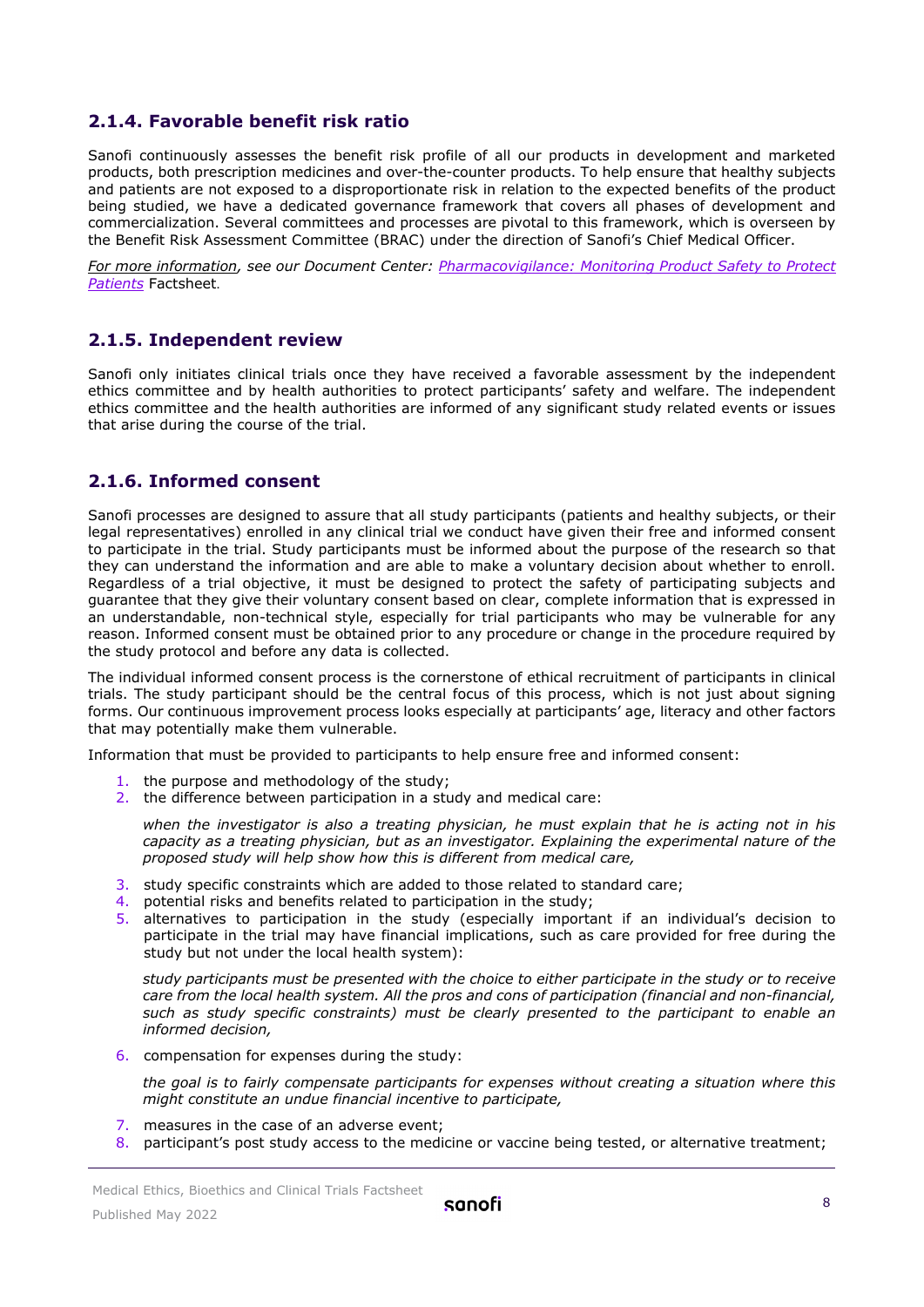### 2.1.4. Favorable benefit risk ratio

Sanofi continuously assesses the benefit risk profile of all our products in development and marketed products, both prescription medicines and over-the-counter products. To help ensure that healthy subjects and patients are not exposed to a disproportionate risk in relation to the expected benefits of the product being studied, we have a dedicated governance framework that covers all phases of development and commercialization. Several committees and processes are pivotal to this framework, which is overseen by the Benefit Risk Assessment Committee (BRAC) under the direction of Sanofi's Chief Medical Officer.

*For more information, see our Document Center: Pharmacovigilance: Monitoring Product Safety to Protect Patients* Factsheet.

### 2.1.5. Independent review

Sanofi only initiates clinical trials once they have received a favorable assessment by the independent ethics committee and by health authorities to protect participants' safety and welfare. The independent ethics committee and the health authorities are informed of any significant study related events or issues that arise during the course of the trial.

### 2.1.6. Informed consent

Sanofi processes are designed to assure that all study participants (patients and healthy subjects, or their legal representatives) enrolled in any clinical trial we conduct have given their free and informed consent to participate in the trial. Study participants must be informed about the purpose of the research so that they can understand the information and are able to make a voluntary decision about whether to enroll. Regardless of a trial objective, it must be designed to protect the safety of participating subjects and guarantee that they give their voluntary consent based on clear, complete information that is expressed in an understandable, non-technical style, especially for trial participants who may be vulnerable for any reason. Informed consent must be obtained prior to any procedure or change in the procedure required by the study protocol and before any data is collected.

The individual informed consent process is the cornerstone of ethical recruitment of participants in clinical trials. The study participant should be the central focus of this process, which is not just about signing forms. Our continuous improvement process looks especially at participants' age, literacy and other factors that may potentially make them vulnerable.

Information that must be provided to participants to help ensure free and informed consent:

1. the purpose and methodology of the study;
2. the difference between participation in a study and medical care:

   *when the investigator is also a treating physician, he must explain that he is acting not in his capacity as a treating physician, but as an investigator. Explaining the experimental nature of the proposed study will help show how this is different from medical care,*

3. study specific constraints which are added to those related to standard care;
4. potential risks and benefits related to participation in the study;
5. alternatives to participation in the study (especially important if an individual's decision to participate in the trial may have financial implications, such as care provided for free during the study but not under the local health system):

   *study participants must be presented with the choice to either participate in the study or to receive care from the local health system. All the pros and cons of participation (financial and non-financial, such as study specific constraints) must be clearly presented to the participant to enable an informed decision,*

6. compensation for expenses during the study:

   *the goal is to fairly compensate participants for expenses without creating a situation where this might constitute an undue financial incentive to participate,*

7. measures in the case of an adverse event;
8. participant's post study access to the medicine or vaccine being tested, or alternative treatment;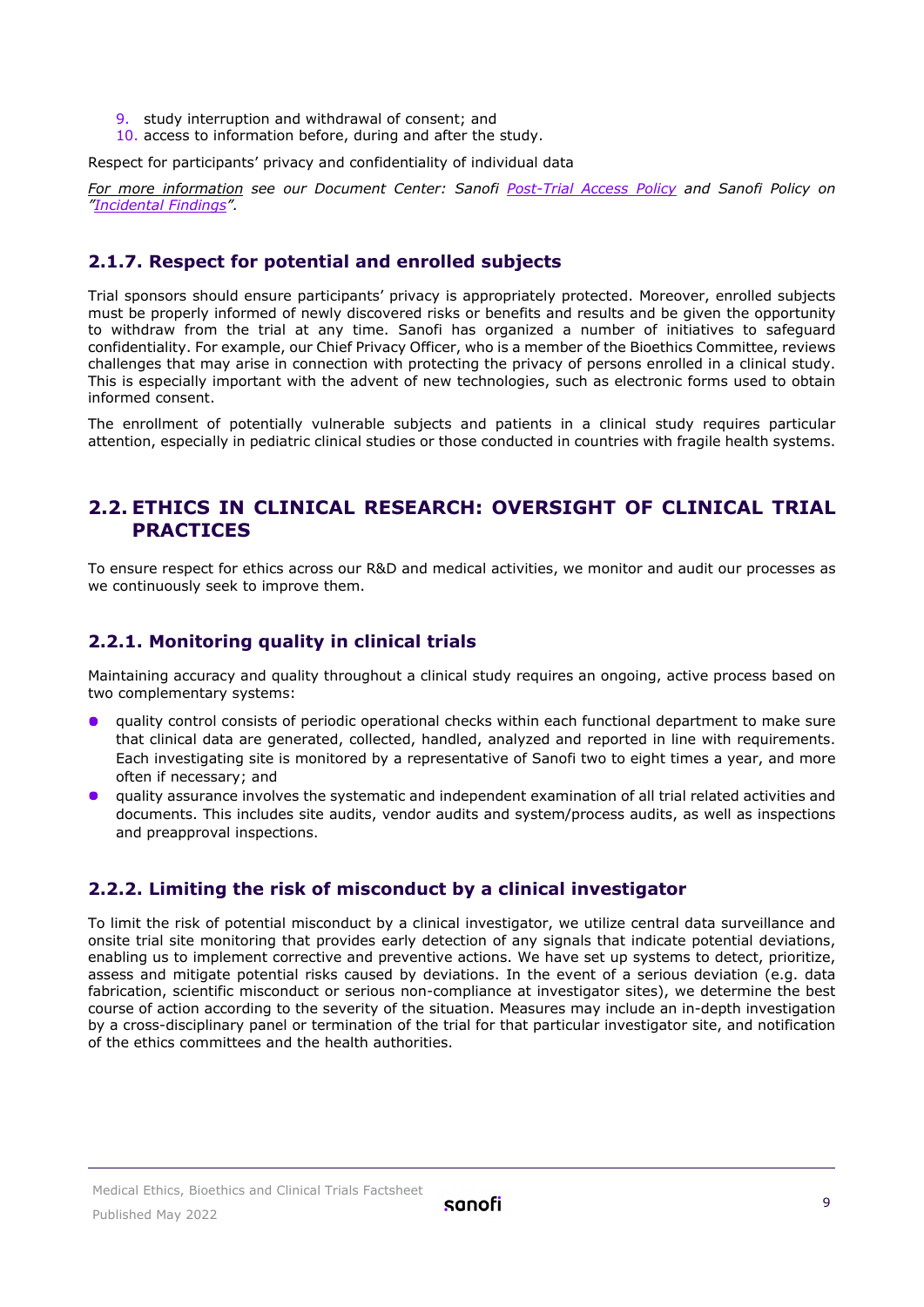9. study interruption and withdrawal of consent; and
10. access to information before, during and after the study.

Respect for participants' privacy and confidentiality of individual data

*For more information see our Document Center: Sanofi Post-Trial Access Policy and Sanofi Policy on "Incidental Findings".*

### 2.1.7. Respect for potential and enrolled subjects

Trial sponsors should ensure participants' privacy is appropriately protected. Moreover, enrolled subjects must be properly informed of newly discovered risks or benefits and results and be given the opportunity to withdraw from the trial at any time. Sanofi has organized a number of initiatives to safeguard confidentiality. For example, our Chief Privacy Officer, who is a member of the Bioethics Committee, reviews challenges that may arise in connection with protecting the privacy of persons enrolled in a clinical study. This is especially important with the advent of new technologies, such as electronic forms used to obtain informed consent.

The enrollment of potentially vulnerable subjects and patients in a clinical study requires particular attention, especially in pediatric clinical studies or those conducted in countries with fragile health systems.

## 2.2. ETHICS IN CLINICAL RESEARCH: OVERSIGHT OF CLINICAL TRIAL PRACTICES

To ensure respect for ethics across our R&D and medical activities, we monitor and audit our processes as we continuously seek to improve them.

### 2.2.1. Monitoring quality in clinical trials

Maintaining accuracy and quality throughout a clinical study requires an ongoing, active process based on two complementary systems:

- quality control consists of periodic operational checks within each functional department to make sure that clinical data are generated, collected, handled, analyzed and reported in line with requirements. Each investigating site is monitored by a representative of Sanofi two to eight times a year, and more often if necessary; and
- quality assurance involves the systematic and independent examination of all trial related activities and documents. This includes site audits, vendor audits and system/process audits, as well as inspections and preapproval inspections.

### 2.2.2. Limiting the risk of misconduct by a clinical investigator

To limit the risk of potential misconduct by a clinical investigator, we utilize central data surveillance and onsite trial site monitoring that provides early detection of any signals that indicate potential deviations, enabling us to implement corrective and preventive actions. We have set up systems to detect, prioritize, assess and mitigate potential risks caused by deviations. In the event of a serious deviation (e.g. data fabrication, scientific misconduct or serious non-compliance at investigator sites), we determine the best course of action according to the severity of the situation. Measures may include an in-depth investigation by a cross-disciplinary panel or termination of the trial for that particular investigator site, and notification of the ethics committees and the health authorities.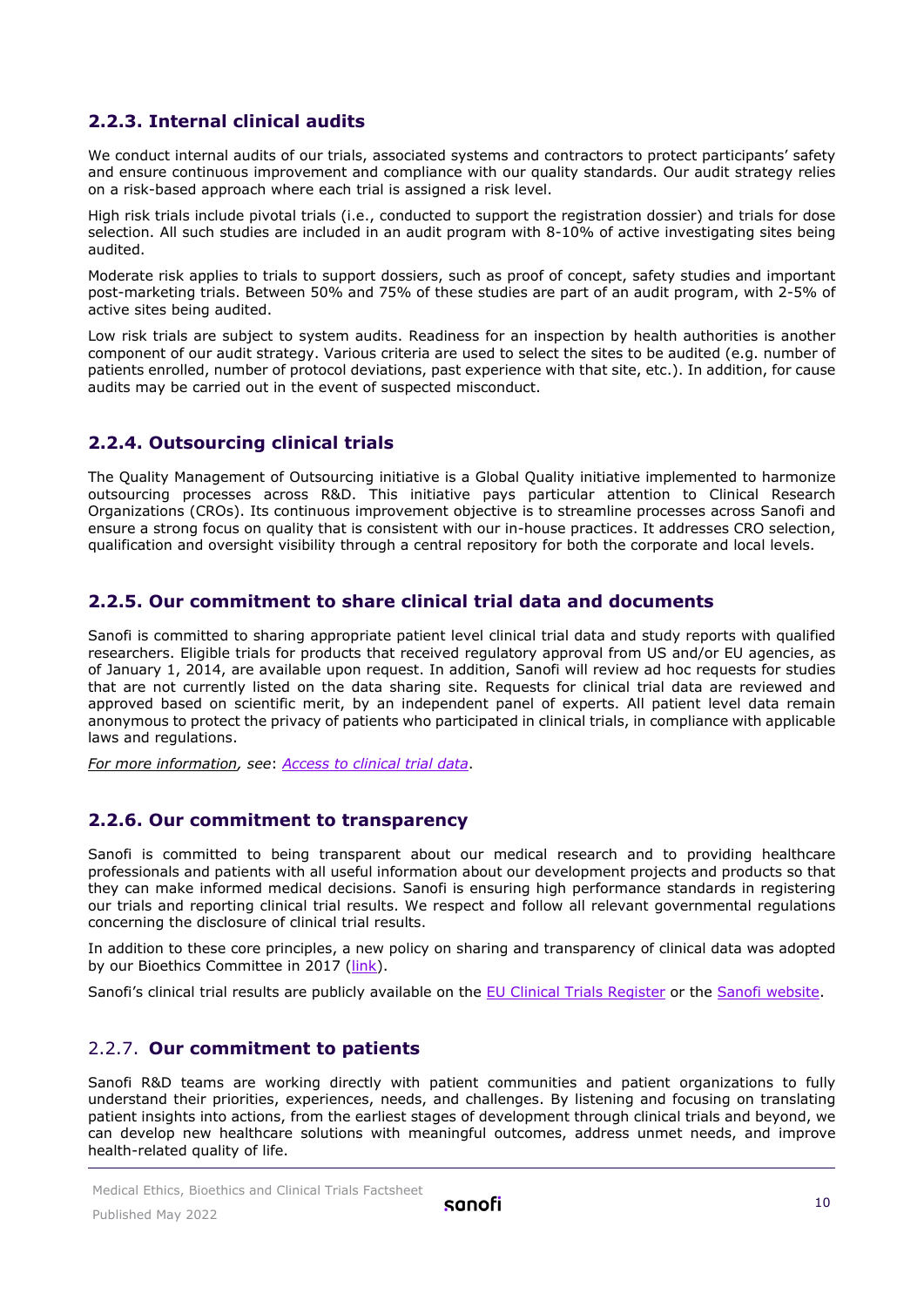### 2.2.3. Internal clinical audits

We conduct internal audits of our trials, associated systems and contractors to protect participants' safety and ensure continuous improvement and compliance with our quality standards. Our audit strategy relies on a risk-based approach where each trial is assigned a risk level.

High risk trials include pivotal trials (i.e., conducted to support the registration dossier) and trials for dose selection. All such studies are included in an audit program with 8-10% of active investigating sites being audited.

Moderate risk applies to trials to support dossiers, such as proof of concept, safety studies and important post-marketing trials. Between 50% and 75% of these studies are part of an audit program, with 2-5% of active sites being audited.

Low risk trials are subject to system audits. Readiness for an inspection by health authorities is another component of our audit strategy. Various criteria are used to select the sites to be audited (e.g. number of patients enrolled, number of protocol deviations, past experience with that site, etc.). In addition, for cause audits may be carried out in the event of suspected misconduct.

### 2.2.4. Outsourcing clinical trials

The Quality Management of Outsourcing initiative is a Global Quality initiative implemented to harmonize outsourcing processes across R&D. This initiative pays particular attention to Clinical Research Organizations (CROs). Its continuous improvement objective is to streamline processes across Sanofi and ensure a strong focus on quality that is consistent with our in-house practices. It addresses CRO selection, qualification and oversight visibility through a central repository for both the corporate and local levels.

### 2.2.5. Our commitment to share clinical trial data and documents

Sanofi is committed to sharing appropriate patient level clinical trial data and study reports with qualified researchers. Eligible trials for products that received regulatory approval from US and/or EU agencies, as of January 1, 2014, are available upon request. In addition, Sanofi will review ad hoc requests for studies that are not currently listed on the data sharing site. Requests for clinical trial data are reviewed and approved based on scientific merit, by an independent panel of experts. All patient level data remain anonymous to protect the privacy of patients who participated in clinical trials, in compliance with applicable laws and regulations.

*For more information, see*: *Access to clinical trial data*.

### 2.2.6. Our commitment to transparency

Sanofi is committed to being transparent about our medical research and to providing healthcare professionals and patients with all useful information about our development projects and products so that they can make informed medical decisions. Sanofi is ensuring high performance standards in registering our trials and reporting clinical trial results. We respect and follow all relevant governmental regulations concerning the disclosure of clinical trial results.

In addition to these core principles, a new policy on sharing and transparency of clinical data was adopted by our Bioethics Committee in 2017 (link).

Sanofi's clinical trial results are publicly available on the EU Clinical Trials Register or the Sanofi website.

### 2.2.7. Our commitment to patients

Sanofi R&D teams are working directly with patient communities and patient organizations to fully understand their priorities, experiences, needs, and challenges. By listening and focusing on translating patient insights into actions, from the earliest stages of development through clinical trials and beyond, we can develop new healthcare solutions with meaningful outcomes, address unmet needs, and improve health-related quality of life.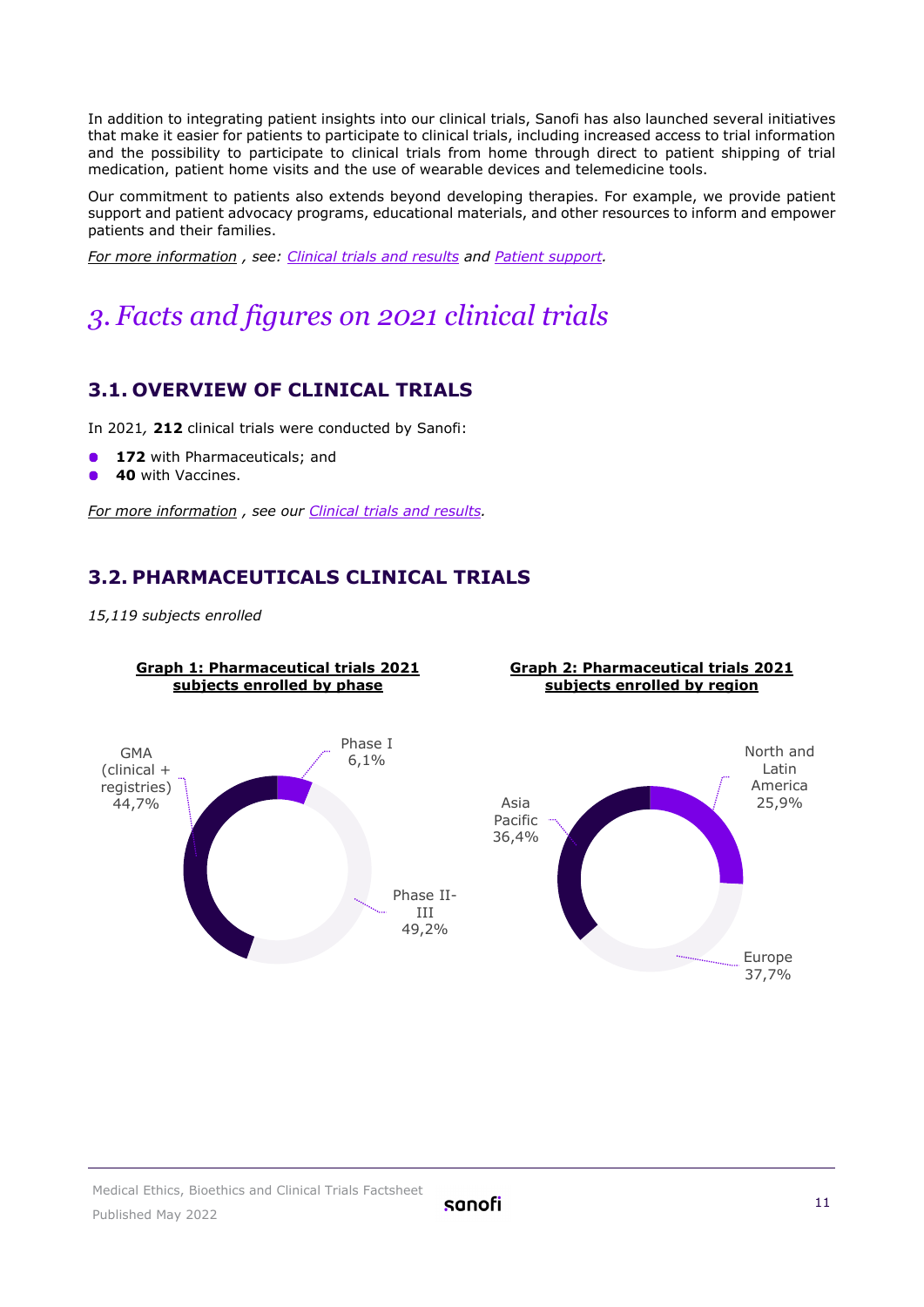In addition to integrating patient insights into our clinical trials, Sanofi has also launched several initiatives that make it easier for patients to participate to clinical trials, including increased access to trial information and the possibility to participate to clinical trials from home through direct to patient shipping of trial medication, patient home visits and the use of wearable devices and telemedicine tools.

Our commitment to patients also extends beyond developing therapies. For example, we provide patient support and patient advocacy programs, educational materials, and other resources to inform and empower patients and their families.

*For more information , see: Clinical trials and results and Patient support.*

# 3. Facts and figures on 2021 clinical trials

## 3.1. OVERVIEW OF CLINICAL TRIALS

In 2021, **212** clinical trials were conducted by Sanofi:

- **172** with Pharmaceuticals; and
- **40** with Vaccines.

*For more information , see our Clinical trials and results.*

## 3.2. PHARMACEUTICALS CLINICAL TRIALS

*15,119 subjects enrolled*

**Graph 1: Pharmaceutical trials 2021 subjects enrolled by phase**

- Phase I: 6,1%
- Phase II-III: 49,2%
- GMA (clinical + registries): 44,7%

**Graph 2: Pharmaceutical trials 2021 subjects enrolled by region**

- North and Latin America: 25,9%
- Europe: 37,7%
- Asia Pacific: 36,4%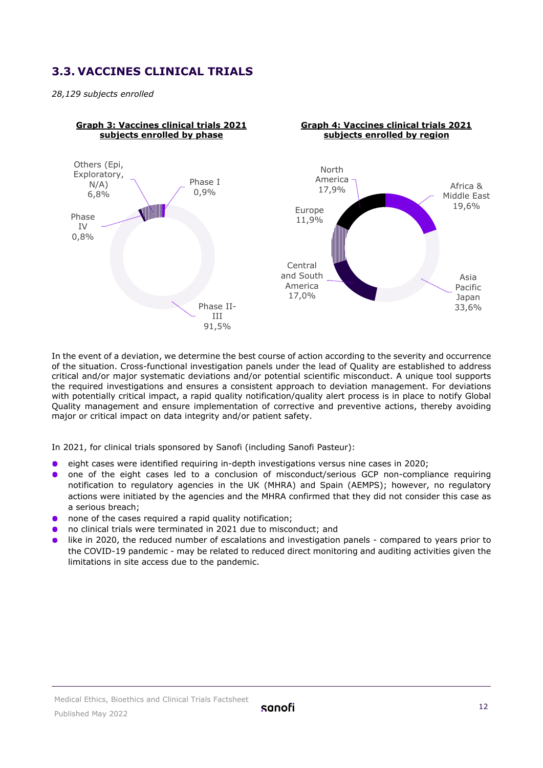## 3.3. VACCINES CLINICAL TRIALS

*28,129 subjects enrolled*

**Graph 3: Vaccines clinical trials 2021 subjects enrolled by phase**

Others (Epi, Exploratory, N/A) 6,8%

Phase I 0,9%

Phase IV 0,8%

Phase II-III 91,5%

**Graph 4: Vaccines clinical trials 2021 subjects enrolled by region**

North America 17,9%

Africa & Middle East 19,6%

Europe 11,9%

Central and South America 17,0%

Asia Pacific Japan 33,6%

In the event of a deviation, we determine the best course of action according to the severity and occurrence of the situation. Cross-functional investigation panels under the lead of Quality are established to address critical and/or major systematic deviations and/or potential scientific misconduct. A unique tool supports the required investigations and ensures a consistent approach to deviation management. For deviations with potentially critical impact, a rapid quality notification/quality alert process is in place to notify Global Quality management and ensure implementation of corrective and preventive actions, thereby avoiding major or critical impact on data integrity and/or patient safety.

In 2021, for clinical trials sponsored by Sanofi (including Sanofi Pasteur):

- eight cases were identified requiring in-depth investigations versus nine cases in 2020;
- one of the eight cases led to a conclusion of misconduct/serious GCP non-compliance requiring notification to regulatory agencies in the UK (MHRA) and Spain (AEMPS); however, no regulatory actions were initiated by the agencies and the MHRA confirmed that they did not consider this case as a serious breach;
- none of the cases required a rapid quality notification;
- no clinical trials were terminated in 2021 due to misconduct; and
- like in 2020, the reduced number of escalations and investigation panels - compared to years prior to the COVID-19 pandemic - may be related to reduced direct monitoring and auditing activities given the limitations in site access due to the pandemic.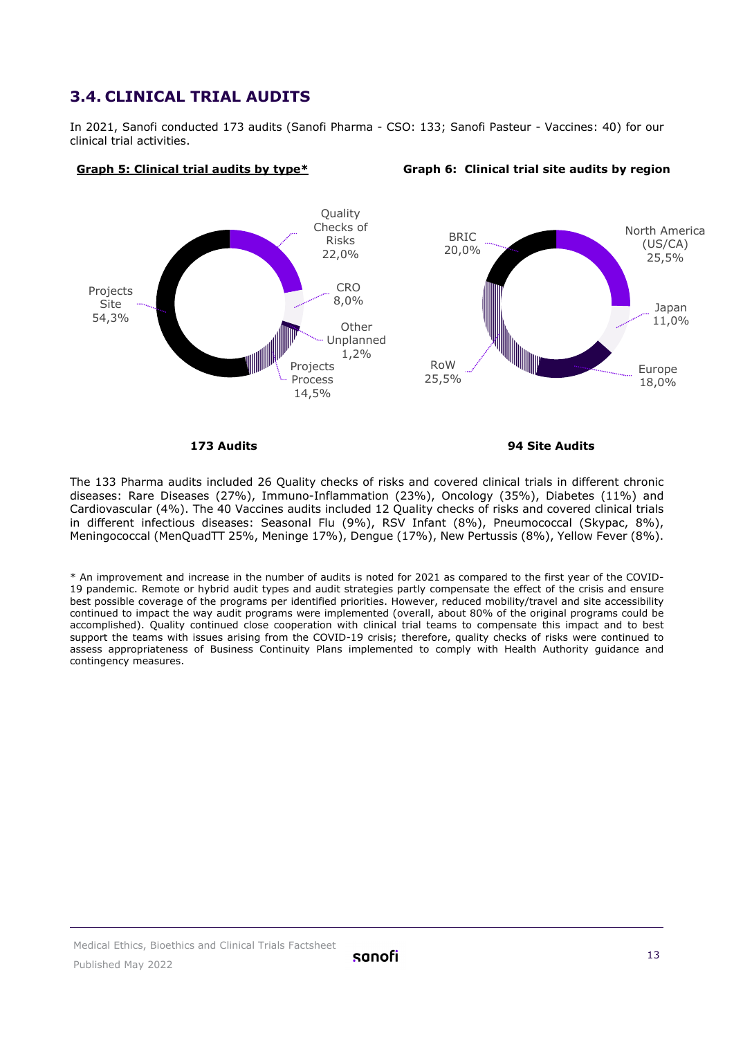## 3.4. CLINICAL TRIAL AUDITS

In 2021, Sanofi conducted 173 audits (Sanofi Pharma - CSO: 133; Sanofi Pasteur - Vaccines: 40) for our clinical trial activities.

**Graph 5: Clinical trial audits by type***

| Type | Share |
| --- | --- |
| Quality Checks of Risks | 22,0% |
| CRO | 8,0% |
| Other Unplanned | 1,2% |
| Projects Process | 14,5% |
| Projects Site | 54,3% |

**173 Audits**

**Graph 6: Clinical trial site audits by region**

| Region | Share |
| --- | --- |
| North America (US/CA) | 25,5% |
| Japan | 11,0% |
| Europe | 18,0% |
| RoW | 25,5% |
| BRIC | 20,0% |

**94 Site Audits**

The 133 Pharma audits included 26 Quality checks of risks and covered clinical trials in different chronic diseases: Rare Diseases (27%), Immuno-Inflammation (23%), Oncology (35%), Diabetes (11%) and Cardiovascular (4%). The 40 Vaccines audits included 12 Quality checks of risks and covered clinical trials in different infectious diseases: Seasonal Flu (9%), RSV Infant (8%), Pneumococcal (Skypac, 8%), Meningococcal (MenQuadTT 25%, Meninge 17%), Dengue (17%), New Pertussis (8%), Yellow Fever (8%).

* An improvement and increase in the number of audits is noted for 2021 as compared to the first year of the COVID-19 pandemic. Remote or hybrid audit types and audit strategies partly compensate the effect of the crisis and ensure best possible coverage of the programs per identified priorities. However, reduced mobility/travel and site accessibility continued to impact the way audit programs were implemented (overall, about 80% of the original programs could be accomplished). Quality continued close cooperation with clinical trial teams to compensate this impact and to best support the teams with issues arising from the COVID-19 crisis; therefore, quality checks of risks were continued to assess appropriateness of Business Continuity Plans implemented to comply with Health Authority guidance and contingency measures.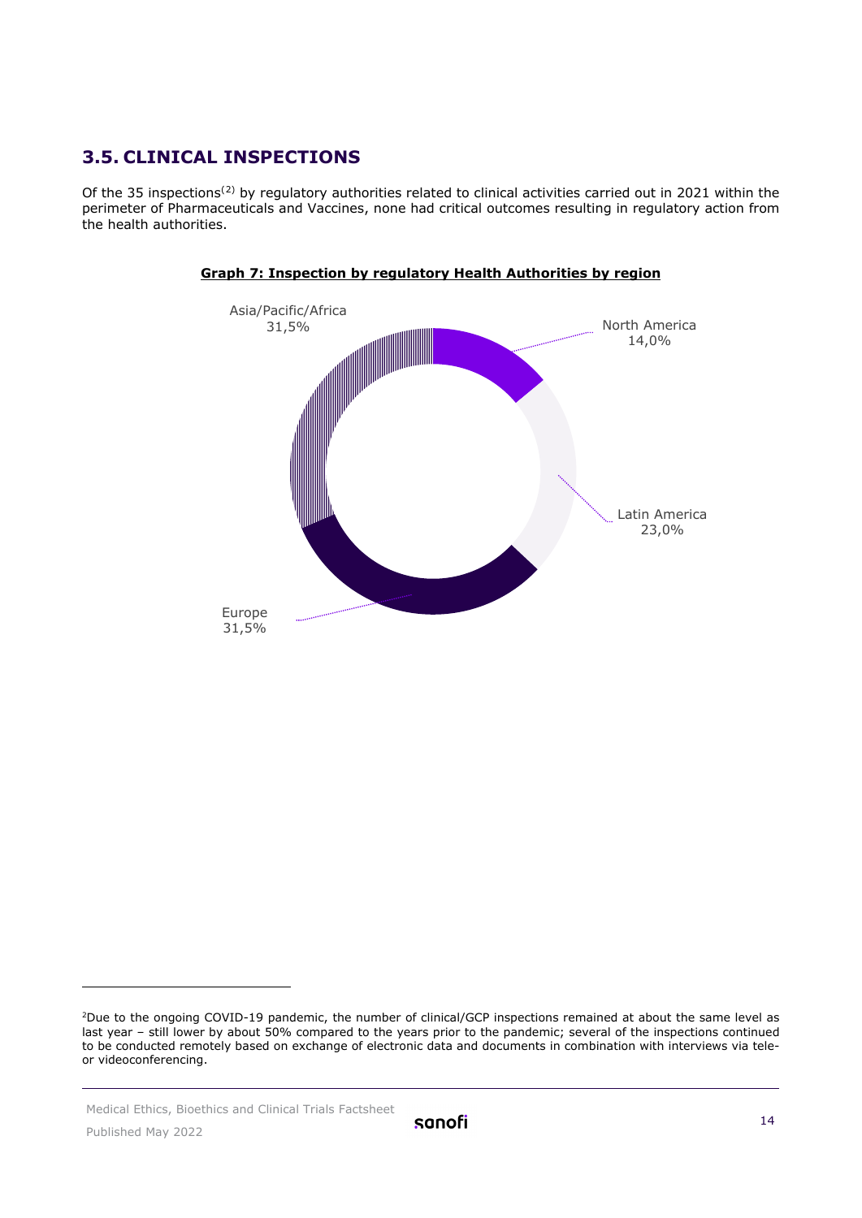## 3.5. CLINICAL INSPECTIONS

Of the 35 inspections[2] by regulatory authorities related to clinical activities carried out in 2021 within the perimeter of Pharmaceuticals and Vaccines, none had critical outcomes resulting in regulatory action from the health authorities.

**Graph 7: Inspection by regulatory Health Authorities by region**

| Region | Share |
| --- | --- |
| North America | 14,0% |
| Latin America | 23,0% |
| Europe | 31,5% |
| Asia/Pacific/Africa | 31,5% |

[2]Due to the ongoing COVID-19 pandemic, the number of clinical/GCP inspections remained at about the same level as last year – still lower by about 50% compared to the years prior to the pandemic; several of the inspections continued to be conducted remotely based on exchange of electronic data and documents in combination with interviews via tele- or videoconferencing.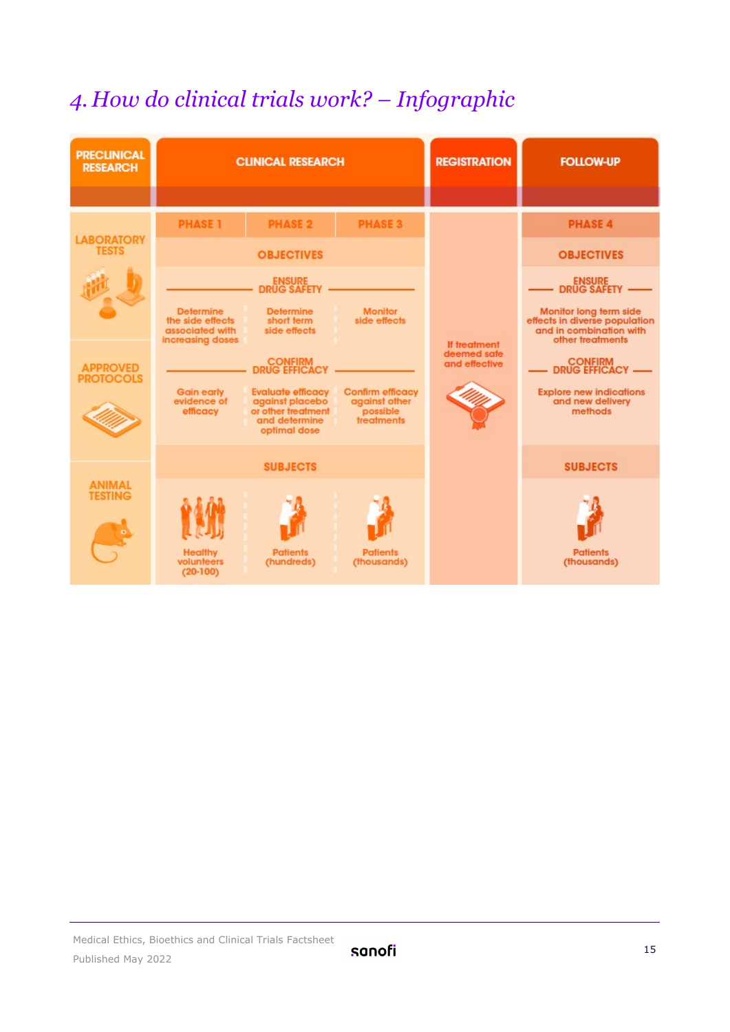# 4. How do clinical trials work? – Infographic

PRECLINICAL RESEARCH

LABORATORY TESTS

APPROVED PROTOCOLS

ANIMAL TESTING

CLINICAL RESEARCH

PHASE 1 | PHASE 2 | PHASE 3

OBJECTIVES

ENSURE DRUG SAFETY

Determine the side effects associated with increasing doses

Determine short term side effects

Monitor side effects

CONFIRM DRUG EFFICACY

Gain early evidence of efficacy

Evaluate efficacy against placebo or other treatment and determine optimal dose

Confirm efficacy against other possible treatments

SUBJECTS

Healthy volunteers (20-100)

Patients (hundreds)

Patients (thousands)

REGISTRATION

If treatment deemed safe and effective

FOLLOW-UP

PHASE 4

OBJECTIVES

ENSURE DRUG SAFETY

Monitor long term side effects in diverse population and in combination with other treatments

CONFIRM DRUG EFFICACY

Explore new indications and new delivery methods

SUBJECTS

Patients (thousands)